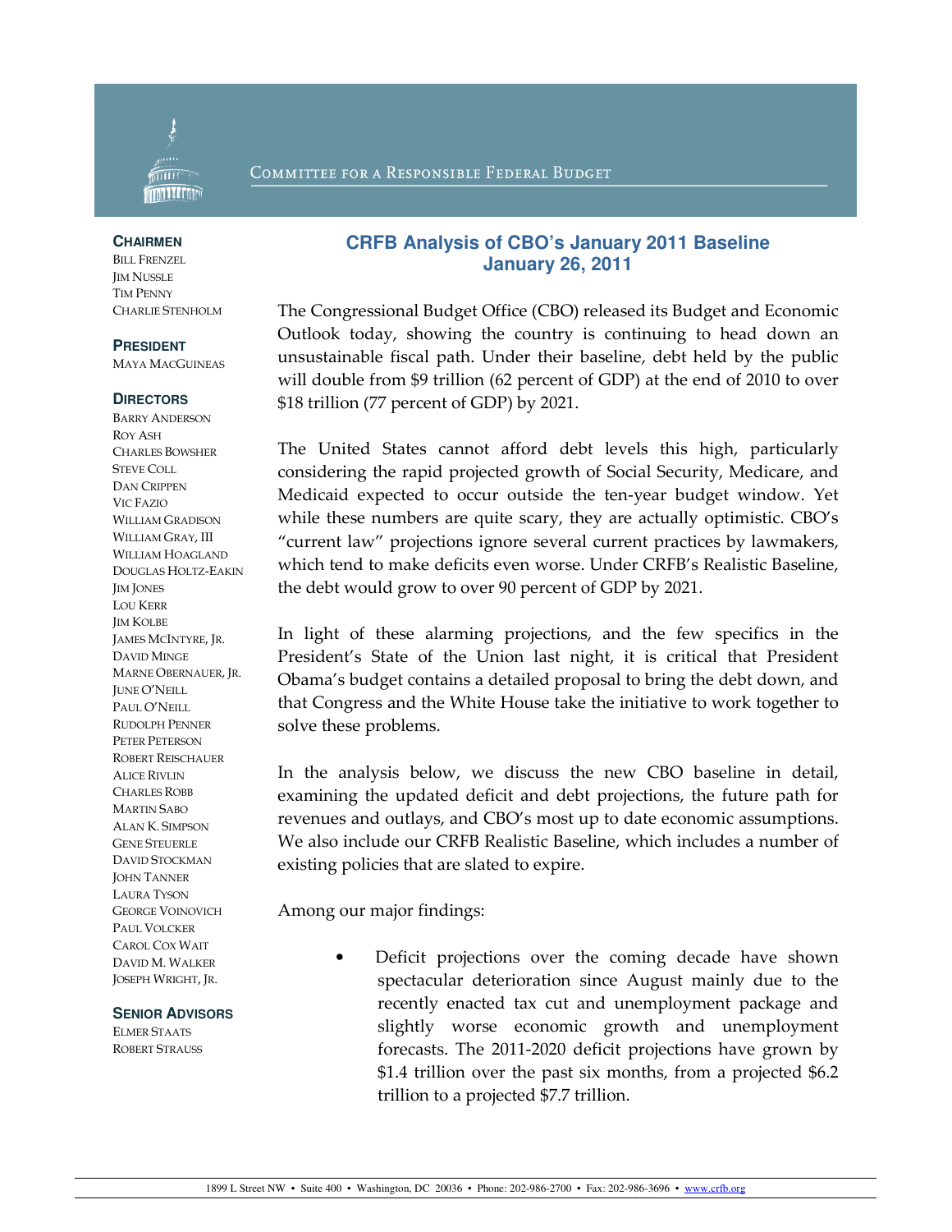Committee for a Responsible Federal Budget

**CHAIRMEN**
BILL FRENZEL
JIM NUSSLE
TIM PENNY
CHARLIE STENHOLM

**PRESIDENT**
MAYA MACGUINEAS

**DIRECTORS**
BARRY ANDERSON
ROY ASH
CHARLES BOWSHER
STEVE COLL
DAN CRIPPEN
VIC FAZIO
WILLIAM GRADISON
WILLIAM GRAY, III
WILLIAM HOAGLAND
DOUGLAS HOLTZ-EAKIN
JIM JONES
LOU KERR
JIM KOLBE
JAMES MCINTYRE, JR.
DAVID MINGE
MARNE OBERNAUER, JR.
JUNE O'NEILL
PAUL O'NEILL
RUDOLPH PENNER
PETER PETERSON
ROBERT REISCHAUER
ALICE RIVLIN
CHARLES ROBB
MARTIN SABO
ALAN K. SIMPSON
GENE STEUERLE
DAVID STOCKMAN
JOHN TANNER
LAURA TYSON
GEORGE VOINOVICH
PAUL VOLCKER
CAROL COX WAIT
DAVID M. WALKER
JOSEPH WRIGHT, JR.

**SENIOR ADVISORS**
ELMER STAATS
ROBERT STRAUSS

# CRFB Analysis of CBO's January 2011 Baseline
## January 26, 2011

The Congressional Budget Office (CBO) released its Budget and Economic Outlook today, showing the country is continuing to head down an unsustainable fiscal path. Under their baseline, debt held by the public will double from $9 trillion (62 percent of GDP) at the end of 2010 to over $18 trillion (77 percent of GDP) by 2021.

The United States cannot afford debt levels this high, particularly considering the rapid projected growth of Social Security, Medicare, and Medicaid expected to occur outside the ten-year budget window. Yet while these numbers are quite scary, they are actually optimistic. CBO's "current law" projections ignore several current practices by lawmakers, which tend to make deficits even worse. Under CRFB's Realistic Baseline, the debt would grow to over 90 percent of GDP by 2021.

In light of these alarming projections, and the few specifics in the President's State of the Union last night, it is critical that President Obama's budget contains a detailed proposal to bring the debt down, and that Congress and the White House take the initiative to work together to solve these problems.

In the analysis below, we discuss the new CBO baseline in detail, examining the updated deficit and debt projections, the future path for revenues and outlays, and CBO's most up to date economic assumptions. We also include our CRFB Realistic Baseline, which includes a number of existing policies that are slated to expire.

Among our major findings:

- Deficit projections over the coming decade have shown spectacular deterioration since August mainly due to the recently enacted tax cut and unemployment package and slightly worse economic growth and unemployment forecasts. The 2011-2020 deficit projections have grown by $1.4 trillion over the past six months, from a projected $6.2 trillion to a projected $7.7 trillion.

1899 L Street NW • Suite 400 • Washington, DC 20036 • Phone: 202-986-2700 • Fax: 202-986-3696 • www.crfb.org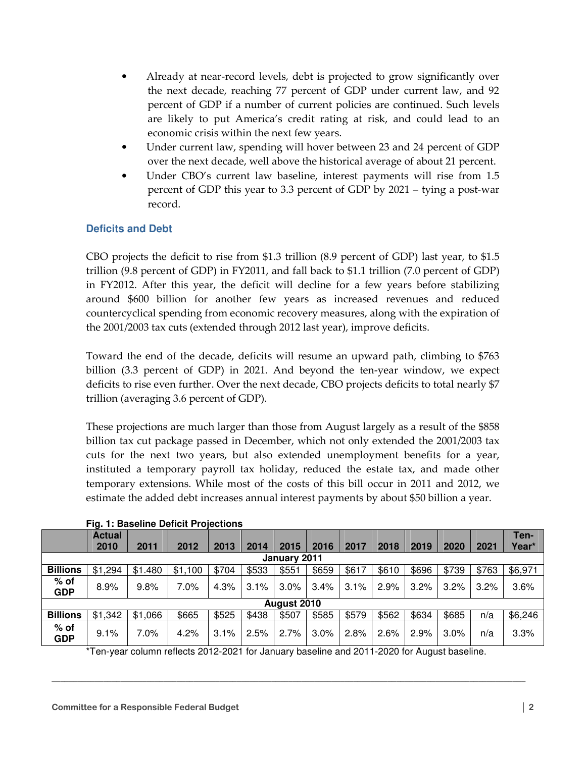- Already at near-record levels, debt is projected to grow significantly over the next decade, reaching 77 percent of GDP under current law, and 92 percent of GDP if a number of current policies are continued. Such levels are likely to put America's credit rating at risk, and could lead to an economic crisis within the next few years.
- Under current law, spending will hover between 23 and 24 percent of GDP over the next decade, well above the historical average of about 21 percent.
- Under CBO's current law baseline, interest payments will rise from 1.5 percent of GDP this year to 3.3 percent of GDP by 2021 – tying a post-war record.

## Deficits and Debt

CBO projects the deficit to rise from $1.3 trillion (8.9 percent of GDP) last year, to $1.5 trillion (9.8 percent of GDP) in FY2011, and fall back to $1.1 trillion (7.0 percent of GDP) in FY2012. After this year, the deficit will decline for a few years before stabilizing around $600 billion for another few years as increased revenues and reduced countercyclical spending from economic recovery measures, along with the expiration of the 2001/2003 tax cuts (extended through 2012 last year), improve deficits.

Toward the end of the decade, deficits will resume an upward path, climbing to $763 billion (3.3 percent of GDP) in 2021. And beyond the ten-year window, we expect deficits to rise even further. Over the next decade, CBO projects deficits to total nearly $7 trillion (averaging 3.6 percent of GDP).

These projections are much larger than those from August largely as a result of the $858 billion tax cut package passed in December, which not only extended the 2001/2003 tax cuts for the next two years, but also extended unemployment benefits for a year, instituted a temporary payroll tax holiday, reduced the estate tax, and made other temporary extensions. While most of the costs of this bill occur in 2011 and 2012, we estimate the added debt increases annual interest payments by about $50 billion a year.

**Fig. 1: Baseline Deficit Projections**

| | Actual 2010 | 2011 | 2012 | 2013 | 2014 | 2015 | 2016 | 2017 | 2018 | 2019 | 2020 | 2021 | Ten-Year* |
|---|---|---|---|---|---|---|---|---|---|---|---|---|---|
| **January 2011** | | | | | | | | | | | | | |
| **Billions** | $1,294 | $1.480 | $1,100 | $704 | $533 | $551 | $659 | $617 | $610 | $696 | $739 | $763 | $6,971 |
| **% of GDP** | 8.9% | 9.8% | 7.0% | 4.3% | 3.1% | 3.0% | 3.4% | 3.1% | 2.9% | 3.2% | 3.2% | 3.2% | 3.6% |
| **August 2010** | | | | | | | | | | | | | |
| **Billions** | $1,342 | $1,066 | $665 | $525 | $438 | $507 | $585 | $579 | $562 | $634 | $685 | n/a | $6,246 |
| **% of GDP** | 9.1% | 7.0% | 4.2% | 3.1% | 2.5% | 2.7% | 3.0% | 2.8% | 2.6% | 2.9% | 3.0% | n/a | 3.3% |

*Ten-year column reflects 2012-2021 for January baseline and 2011-2020 for August baseline.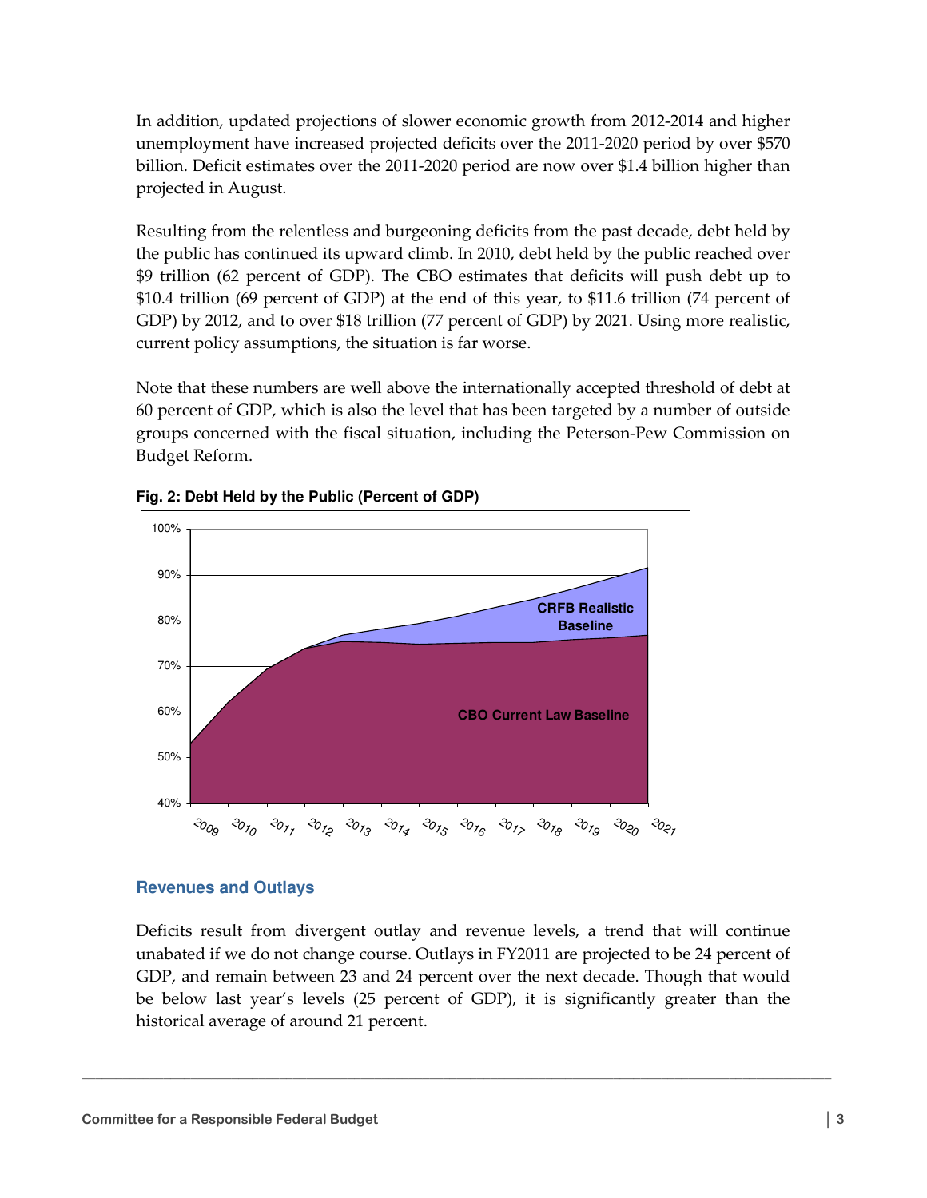In addition, updated projections of slower economic growth from 2012-2014 and higher unemployment have increased projected deficits over the 2011-2020 period by over $570 billion. Deficit estimates over the 2011-2020 period are now over $1.4 billion higher than projected in August.

Resulting from the relentless and burgeoning deficits from the past decade, debt held by the public has continued its upward climb. In 2010, debt held by the public reached over $9 trillion (62 percent of GDP). The CBO estimates that deficits will push debt up to $10.4 trillion (69 percent of GDP) at the end of this year, to $11.6 trillion (74 percent of GDP) by 2012, and to over $18 trillion (77 percent of GDP) by 2021. Using more realistic, current policy assumptions, the situation is far worse.

Note that these numbers are well above the internationally accepted threshold of debt at 60 percent of GDP, which is also the level that has been targeted by a number of outside groups concerned with the fiscal situation, including the Peterson-Pew Commission on Budget Reform.

**Fig. 2: Debt Held by the Public (Percent of GDP)**

## Revenues and Outlays

Deficits result from divergent outlay and revenue levels, a trend that will continue unabated if we do not change course. Outlays in FY2011 are projected to be 24 percent of GDP, and remain between 23 and 24 percent over the next decade. Though that would be below last year's levels (25 percent of GDP), it is significantly greater than the historical average of around 21 percent.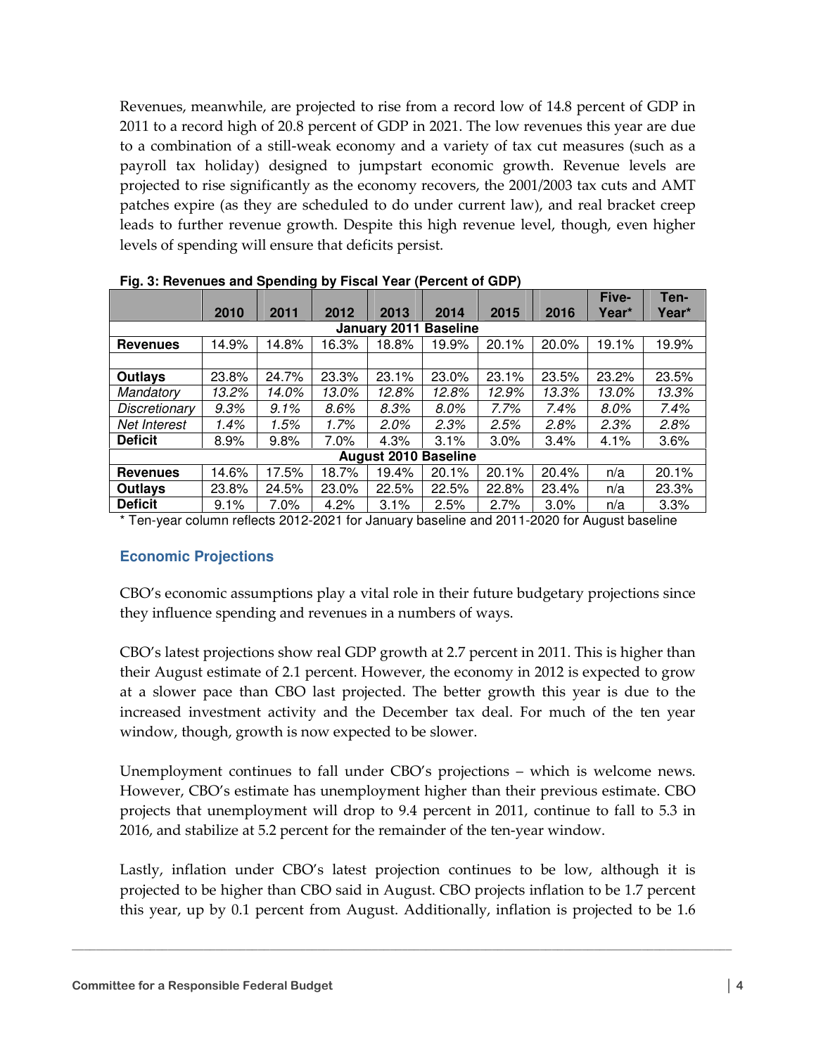Revenues, meanwhile, are projected to rise from a record low of 14.8 percent of GDP in 2011 to a record high of 20.8 percent of GDP in 2021. The low revenues this year are due to a combination of a still-weak economy and a variety of tax cut measures (such as a payroll tax holiday) designed to jumpstart economic growth. Revenue levels are projected to rise significantly as the economy recovers, the 2001/2003 tax cuts and AMT patches expire (as they are scheduled to do under current law), and real bracket creep leads to further revenue growth. Despite this high revenue level, though, even higher levels of spending will ensure that deficits persist.

**Fig. 3: Revenues and Spending by Fiscal Year (Percent of GDP)**

| | 2010 | 2011 | 2012 | 2013 | 2014 | 2015 | 2016 | Five-Year* | Ten-Year* |
|---|---|---|---|---|---|---|---|---|---|
| **January 2011 Baseline** | | | | | | | | | |
| **Revenues** | 14.9% | 14.8% | 16.3% | 18.8% | 19.9% | 20.1% | 20.0% | 19.1% | 19.9% |
| | | | | | | | | | |
| **Outlays** | 23.8% | 24.7% | 23.3% | 23.1% | 23.0% | 23.1% | 23.5% | 23.2% | 23.5% |
| *Mandatory* | *13.2%* | *14.0%* | *13.0%* | *12.8%* | *12.8%* | *12.9%* | *13.3%* | *13.0%* | *13.3%* |
| *Discretionary* | *9.3%* | *9.1%* | *8.6%* | *8.3%* | *8.0%* | *7.7%* | *7.4%* | *8.0%* | *7.4%* |
| *Net Interest* | *1.4%* | *1.5%* | *1.7%* | *2.0%* | *2.3%* | *2.5%* | *2.8%* | *2.3%* | *2.8%* |
| **Deficit** | 8.9% | 9.8% | 7.0% | 4.3% | 3.1% | 3.0% | 3.4% | 4.1% | 3.6% |
| **August 2010 Baseline** | | | | | | | | | |
| **Revenues** | 14.6% | 17.5% | 18.7% | 19.4% | 20.1% | 20.1% | 20.4% | n/a | 20.1% |
| **Outlays** | 23.8% | 24.5% | 23.0% | 22.5% | 22.5% | 22.8% | 23.4% | n/a | 23.3% |
| **Deficit** | 9.1% | 7.0% | 4.2% | 3.1% | 2.5% | 2.7% | 3.0% | n/a | 3.3% |

\* Ten-year column reflects 2012-2021 for January baseline and 2011-2020 for August baseline

### Economic Projections

CBO's economic assumptions play a vital role in their future budgetary projections since they influence spending and revenues in a numbers of ways.

CBO's latest projections show real GDP growth at 2.7 percent in 2011. This is higher than their August estimate of 2.1 percent. However, the economy in 2012 is expected to grow at a slower pace than CBO last projected. The better growth this year is due to the increased investment activity and the December tax deal. For much of the ten year window, though, growth is now expected to be slower.

Unemployment continues to fall under CBO's projections – which is welcome news. However, CBO's estimate has unemployment higher than their previous estimate. CBO projects that unemployment will drop to 9.4 percent in 2011, continue to fall to 5.3 in 2016, and stabilize at 5.2 percent for the remainder of the ten-year window.

Lastly, inflation under CBO's latest projection continues to be low, although it is projected to be higher than CBO said in August. CBO projects inflation to be 1.7 percent this year, up by 0.1 percent from August. Additionally, inflation is projected to be 1.6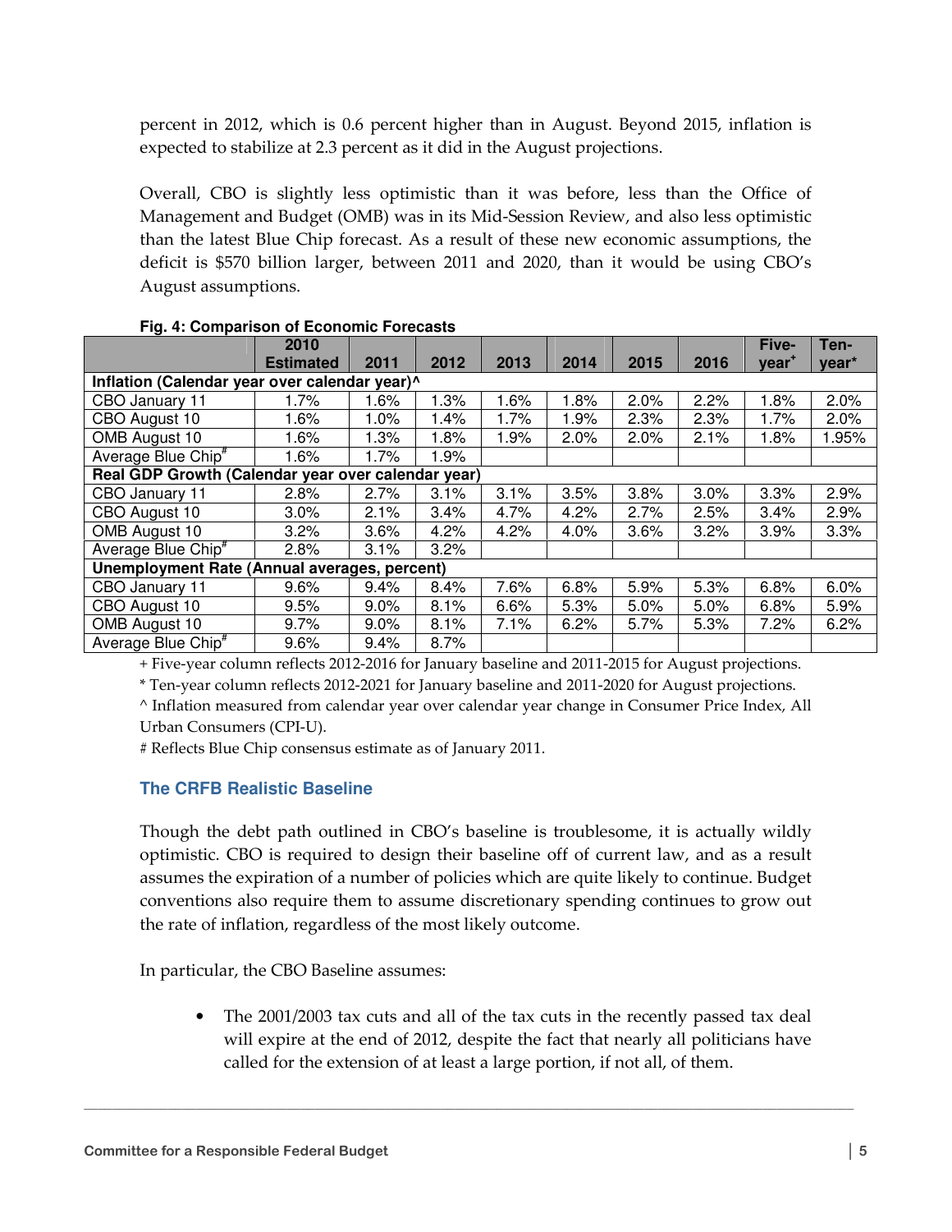percent in 2012, which is 0.6 percent higher than in August. Beyond 2015, inflation is expected to stabilize at 2.3 percent as it did in the August projections.

Overall, CBO is slightly less optimistic than it was before, less than the Office of Management and Budget (OMB) was in its Mid-Session Review, and also less optimistic than the latest Blue Chip forecast. As a result of these new economic assumptions, the deficit is $570 billion larger, between 2011 and 2020, than it would be using CBO's August assumptions.

**Fig. 4: Comparison of Economic Forecasts**

| | 2010 Estimated | 2011 | 2012 | 2013 | 2014 | 2015 | 2016 | Five-year+ | Ten-year* |
|---|---|---|---|---|---|---|---|---|---|
| **Inflation (Calendar year over calendar year)^** | | | | | | | | | |
| CBO January 11 | 1.7% | 1.6% | 1.3% | 1.6% | 1.8% | 2.0% | 2.2% | 1.8% | 2.0% |
| CBO August 10 | 1.6% | 1.0% | 1.4% | 1.7% | 1.9% | 2.3% | 2.3% | 1.7% | 2.0% |
| OMB August 10 | 1.6% | 1.3% | 1.8% | 1.9% | 2.0% | 2.0% | 2.1% | 1.8% | 1.95% |
| Average Blue Chip# | 1.6% | 1.7% | 1.9% | | | | | | |
| **Real GDP Growth (Calendar year over calendar year)** | | | | | | | | | |
| CBO January 11 | 2.8% | 2.7% | 3.1% | 3.1% | 3.5% | 3.8% | 3.0% | 3.3% | 2.9% |
| CBO August 10 | 3.0% | 2.1% | 3.4% | 4.7% | 4.2% | 2.7% | 2.5% | 3.4% | 2.9% |
| OMB August 10 | 3.2% | 3.6% | 4.2% | 4.2% | 4.0% | 3.6% | 3.2% | 3.9% | 3.3% |
| Average Blue Chip# | 2.8% | 3.1% | 3.2% | | | | | | |
| **Unemployment Rate (Annual averages, percent)** | | | | | | | | | |
| CBO January 11 | 9.6% | 9.4% | 8.4% | 7.6% | 6.8% | 5.9% | 5.3% | 6.8% | 6.0% |
| CBO August 10 | 9.5% | 9.0% | 8.1% | 6.6% | 5.3% | 5.0% | 5.0% | 6.8% | 5.9% |
| OMB August 10 | 9.7% | 9.0% | 8.1% | 7.1% | 6.2% | 5.7% | 5.3% | 7.2% | 6.2% |
| Average Blue Chip# | 9.6% | 9.4% | 8.7% | | | | | | |

+ Five-year column reflects 2012-2016 for January baseline and 2011-2015 for August projections.

* Ten-year column reflects 2012-2021 for January baseline and 2011-2020 for August projections.

^ Inflation measured from calendar year over calendar year change in Consumer Price Index, All Urban Consumers (CPI-U).

# Reflects Blue Chip consensus estimate as of January 2011.

### The CRFB Realistic Baseline

Though the debt path outlined in CBO's baseline is troublesome, it is actually wildly optimistic. CBO is required to design their baseline off of current law, and as a result assumes the expiration of a number of policies which are quite likely to continue. Budget conventions also require them to assume discretionary spending continues to grow out the rate of inflation, regardless of the most likely outcome.

In particular, the CBO Baseline assumes:

- The 2001/2003 tax cuts and all of the tax cuts in the recently passed tax deal will expire at the end of 2012, despite the fact that nearly all politicians have called for the extension of at least a large portion, if not all, of them.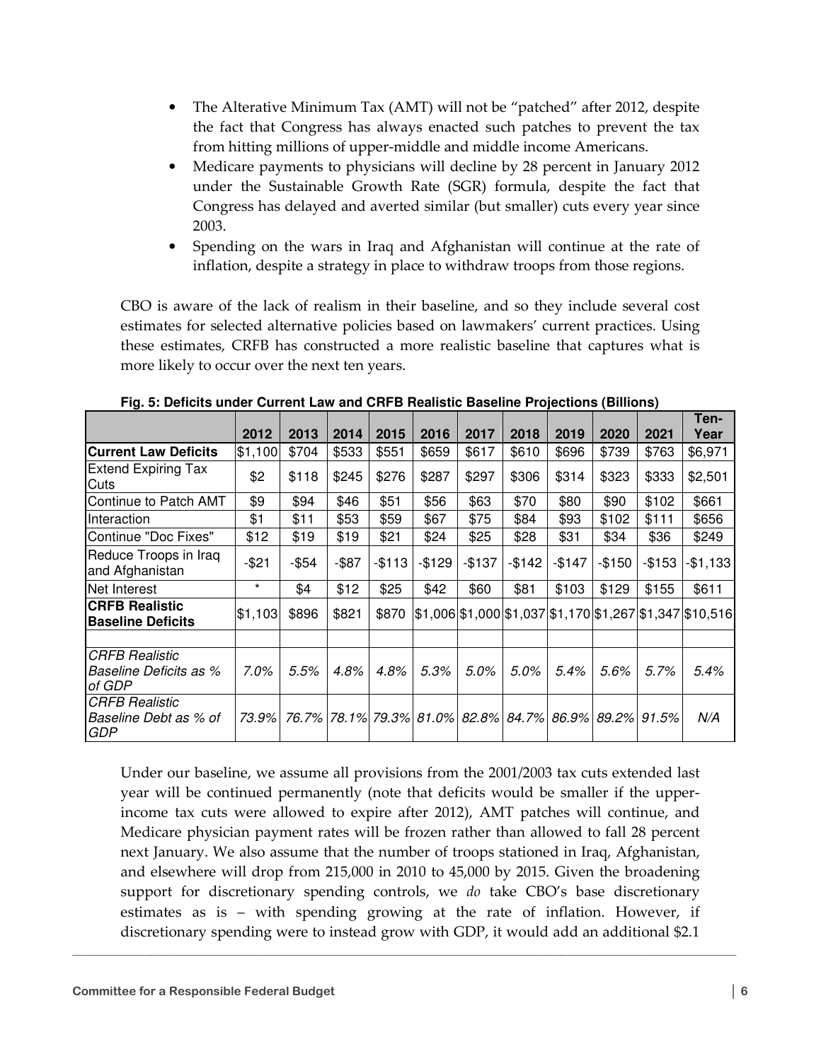- The Alterative Minimum Tax (AMT) will not be "patched" after 2012, despite the fact that Congress has always enacted such patches to prevent the tax from hitting millions of upper-middle and middle income Americans.
- Medicare payments to physicians will decline by 28 percent in January 2012 under the Sustainable Growth Rate (SGR) formula, despite the fact that Congress has delayed and averted similar (but smaller) cuts every year since 2003.
- Spending on the wars in Iraq and Afghanistan will continue at the rate of inflation, despite a strategy in place to withdraw troops from those regions.

CBO is aware of the lack of realism in their baseline, and so they include several cost estimates for selected alternative policies based on lawmakers' current practices. Using these estimates, CRFB has constructed a more realistic baseline that captures what is more likely to occur over the next ten years.

**Fig. 5: Deficits under Current Law and CRFB Realistic Baseline Projections (Billions)**

| | 2012 | 2013 | 2014 | 2015 | 2016 | 2017 | 2018 | 2019 | 2020 | 2021 | Ten-Year |
|---|---|---|---|---|---|---|---|---|---|---|---|
| **Current Law Deficits** | $1,100 | $704 | $533 | $551 | $659 | $617 | $610 | $696 | $739 | $763 | $6,971 |
| Extend Expiring Tax Cuts | $2 | $118 | $245 | $276 | $287 | $297 | $306 | $314 | $323 | $333 | $2,501 |
| Continue to Patch AMT | $9 | $94 | $46 | $51 | $56 | $63 | $70 | $80 | $90 | $102 | $661 |
| Interaction | $1 | $11 | $53 | $59 | $67 | $75 | $84 | $93 | $102 | $111 | $656 |
| Continue "Doc Fixes" | $12 | $19 | $19 | $21 | $24 | $25 | $28 | $31 | $34 | $36 | $249 |
| Reduce Troops in Iraq and Afghanistan | -$21 | -$54 | -$87 | -$113 | -$129 | -$137 | -$142 | -$147 | -$150 | -$153 | -$1,133 |
| Net Interest | * | $4 | $12 | $25 | $42 | $60 | $81 | $103 | $129 | $155 | $611 |
| **CRFB Realistic Baseline Deficits** | $1,103 | $896 | $821 | $870 | $1,006 | $1,000 | $1,037 | $1,170 | $1,267 | $1,347 | $10,516 |
| | | | | | | | | | | | |
| *CRFB Realistic Baseline Deficits as % of GDP* | *7.0%* | *5.5%* | *4.8%* | *4.8%* | *5.3%* | *5.0%* | *5.0%* | *5.4%* | *5.6%* | *5.7%* | *5.4%* |
| *CRFB Realistic Baseline Debt as % of GDP* | *73.9%* | *76.7%* | *78.1%* | *79.3%* | *81.0%* | *82.8%* | *84.7%* | *86.9%* | *89.2%* | *91.5%* | *N/A* |

Under our baseline, we assume all provisions from the 2001/2003 tax cuts extended last year will be continued permanently (note that deficits would be smaller if the upper-income tax cuts were allowed to expire after 2012), AMT patches will continue, and Medicare physician payment rates will be frozen rather than allowed to fall 28 percent next January. We also assume that the number of troops stationed in Iraq, Afghanistan, and elsewhere will drop from 215,000 in 2010 to 45,000 by 2015. Given the broadening support for discretionary spending controls, we *do* take CBO's base discretionary estimates as is – with spending growing at the rate of inflation. However, if discretionary spending were to instead grow with GDP, it would add an additional $2.1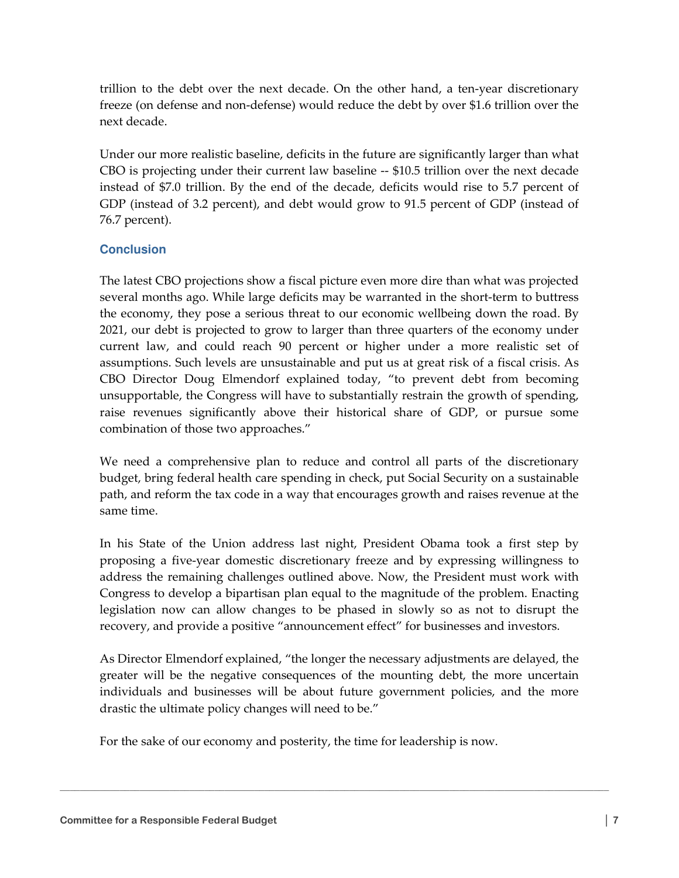trillion to the debt over the next decade. On the other hand, a ten-year discretionary freeze (on defense and non-defense) would reduce the debt by over $1.6 trillion over the next decade.

Under our more realistic baseline, deficits in the future are significantly larger than what CBO is projecting under their current law baseline -- $10.5 trillion over the next decade instead of $7.0 trillion. By the end of the decade, deficits would rise to 5.7 percent of GDP (instead of 3.2 percent), and debt would grow to 91.5 percent of GDP (instead of 76.7 percent).

### Conclusion

The latest CBO projections show a fiscal picture even more dire than what was projected several months ago. While large deficits may be warranted in the short-term to buttress the economy, they pose a serious threat to our economic wellbeing down the road. By 2021, our debt is projected to grow to larger than three quarters of the economy under current law, and could reach 90 percent or higher under a more realistic set of assumptions. Such levels are unsustainable and put us at great risk of a fiscal crisis. As CBO Director Doug Elmendorf explained today, "to prevent debt from becoming unsupportable, the Congress will have to substantially restrain the growth of spending, raise revenues significantly above their historical share of GDP, or pursue some combination of those two approaches."

We need a comprehensive plan to reduce and control all parts of the discretionary budget, bring federal health care spending in check, put Social Security on a sustainable path, and reform the tax code in a way that encourages growth and raises revenue at the same time.

In his State of the Union address last night, President Obama took a first step by proposing a five-year domestic discretionary freeze and by expressing willingness to address the remaining challenges outlined above. Now, the President must work with Congress to develop a bipartisan plan equal to the magnitude of the problem. Enacting legislation now can allow changes to be phased in slowly so as not to disrupt the recovery, and provide a positive "announcement effect" for businesses and investors.

As Director Elmendorf explained, "the longer the necessary adjustments are delayed, the greater will be the negative consequences of the mounting debt, the more uncertain individuals and businesses will be about future government policies, and the more drastic the ultimate policy changes will need to be."

For the sake of our economy and posterity, the time for leadership is now.